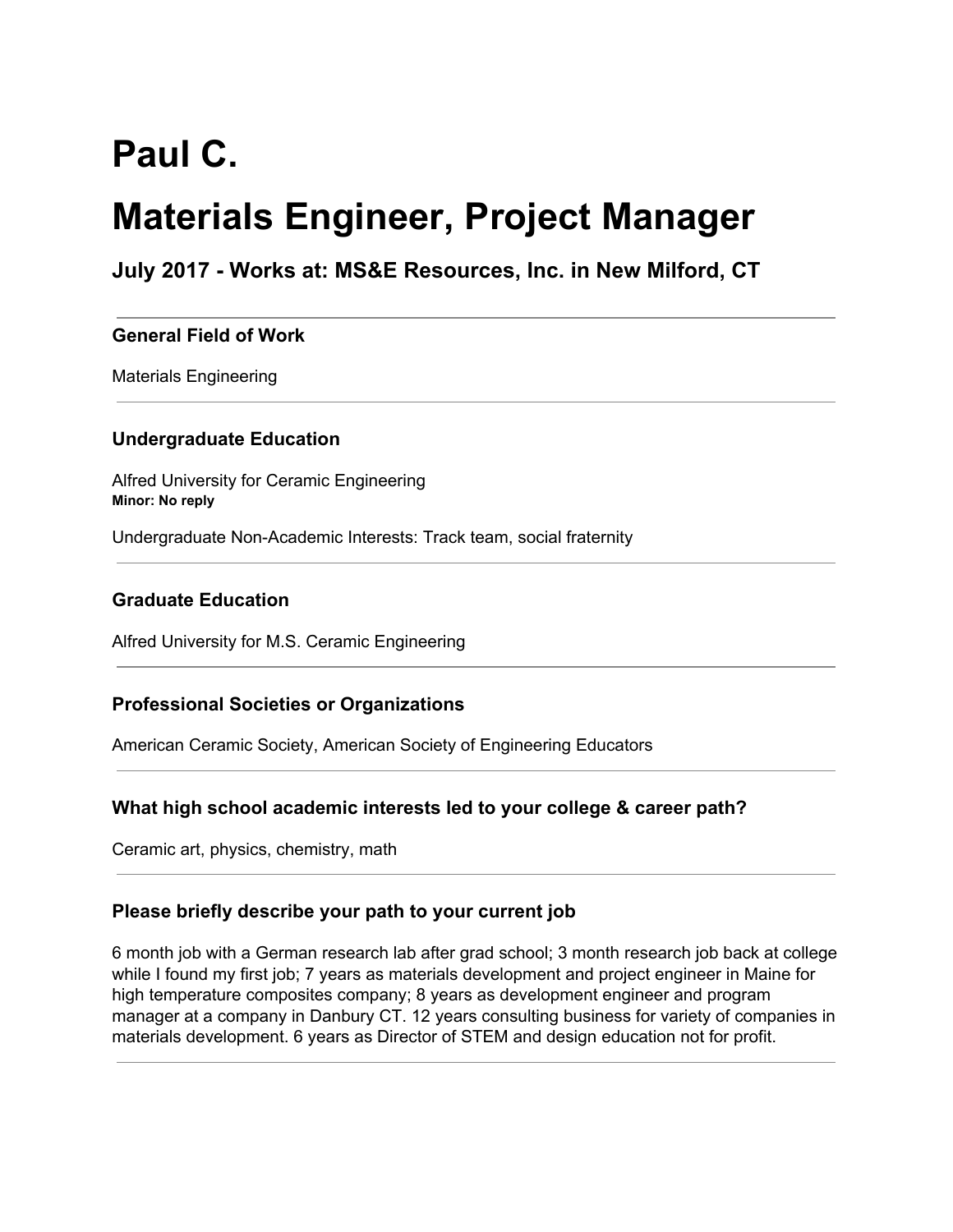# Paul C.

# Materials Engineer, Project Manager

### July 2017 - Works at: MS&E Resources, Inc. in New Milford, CT

---

#### General Field of Work

Materials Engineering

---

#### Undergraduate Education

Alfred University for Ceramic Engineering
**Minor: No reply**

Undergraduate Non-Academic Interests: Track team, social fraternity

---

#### Graduate Education

Alfred University for M.S. Ceramic Engineering

---

#### Professional Societies or Organizations

American Ceramic Society, American Society of Engineering Educators

---

#### What high school academic interests led to your college & career path?

Ceramic art, physics, chemistry, math

---

#### Please briefly describe your path to your current job

6 month job with a German research lab after grad school; 3 month research job back at college while I found my first job; 7 years as materials development and project engineer in Maine for high temperature composites company; 8 years as development engineer and program manager at a company in Danbury CT. 12 years consulting business for variety of companies in materials development. 6 years as Director of STEM and design education not for profit.

---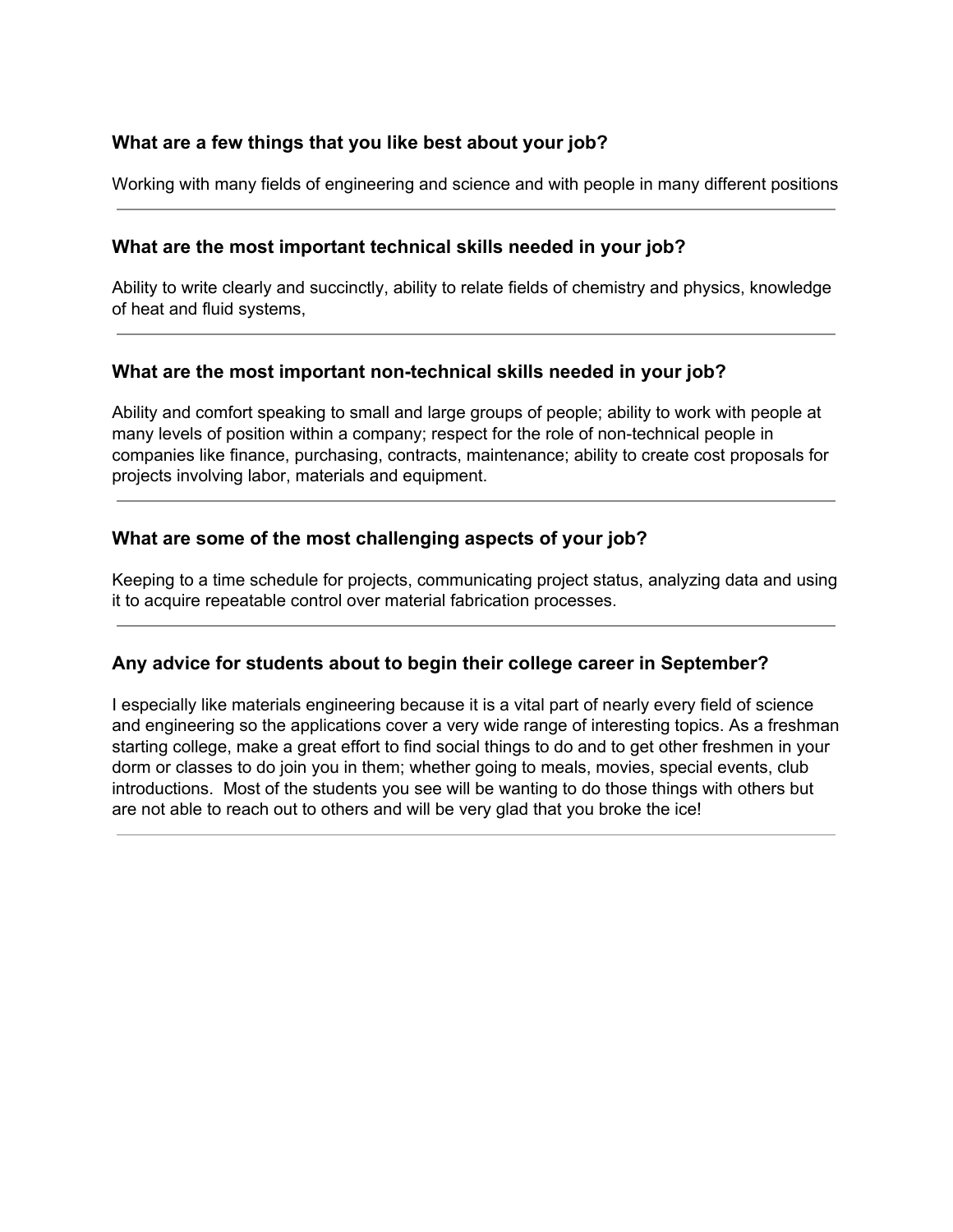### What are a few things that you like best about your job?

Working with many fields of engineering and science and with people in many different positions

---

### What are the most important technical skills needed in your job?

Ability to write clearly and succinctly, ability to relate fields of chemistry and physics, knowledge of heat and fluid systems,

---

### What are the most important non-technical skills needed in your job?

Ability and comfort speaking to small and large groups of people; ability to work with people at many levels of position within a company; respect for the role of non-technical people in companies like finance, purchasing, contracts, maintenance; ability to create cost proposals for projects involving labor, materials and equipment.

---

### What are some of the most challenging aspects of your job?

Keeping to a time schedule for projects, communicating project status, analyzing data and using it to acquire repeatable control over material fabrication processes.

---

### Any advice for students about to begin their college career in September?

I especially like materials engineering because it is a vital part of nearly every field of science and engineering so the applications cover a very wide range of interesting topics. As a freshman starting college, make a great effort to find social things to do and to get other freshmen in your dorm or classes to do join you in them; whether going to meals, movies, special events, club introductions. Most of the students you see will be wanting to do those things with others but are not able to reach out to others and will be very glad that you broke the ice!

---